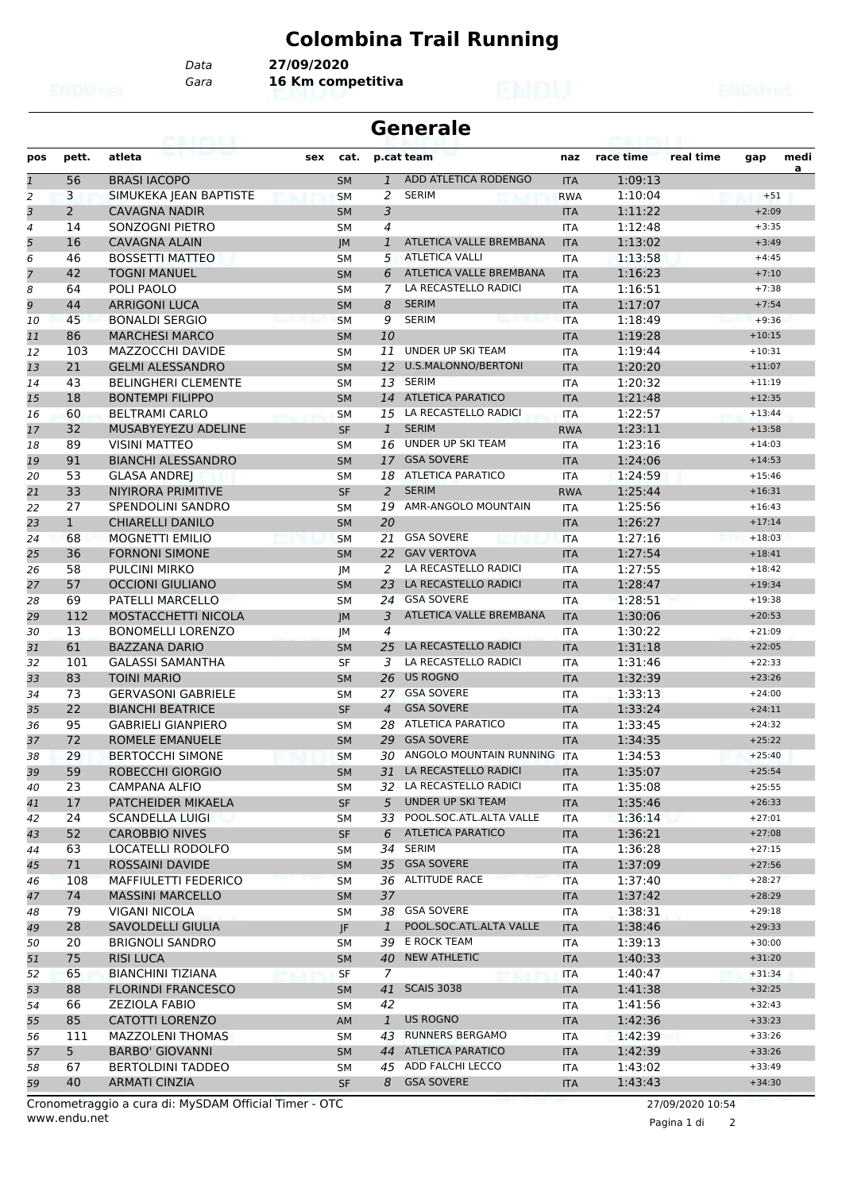# Colombina Trail Running

Data **27/09/2020**
Gara **16 Km competitiva**

## Generale

| pos | pett. | atleta | sex | cat. | p.cat | team | naz | race time | real time | gap | media |
|---|---|---|---|---|---|---|---|---|---|---|---|
| 1 | 56 | BRASI IACOPO | | SM | 1 | ADD ATLETICA RODENGO | ITA | 1:09:13 | | | |
| 2 | 3 | SIMUKEKA JEAN BAPTISTE | | SM | 2 | SERIM | RWA | 1:10:04 | | +51 | |
| 3 | 2 | CAVAGNA NADIR | | SM | 3 | | ITA | 1:11:22 | | +2:09 | |
| 4 | 14 | SONZOGNI PIETRO | | SM | 4 | | ITA | 1:12:48 | | +3:35 | |
| 5 | 16 | CAVAGNA ALAIN | | JM | 1 | ATLETICA VALLE BREMBANA | ITA | 1:13:02 | | +3:49 | |
| 6 | 46 | BOSSETTI MATTEO | | SM | 5 | ATLETICA VALLI | ITA | 1:13:58 | | +4:45 | |
| 7 | 42 | TOGNI MANUEL | | SM | 6 | ATLETICA VALLE BREMBANA | ITA | 1:16:23 | | +7:10 | |
| 8 | 64 | POLI PAOLO | | SM | 7 | LA RECASTELLO RADICI | ITA | 1:16:51 | | +7:38 | |
| 9 | 44 | ARRIGONI LUCA | | SM | 8 | SERIM | ITA | 1:17:07 | | +7:54 | |
| 10 | 45 | BONALDI SERGIO | | SM | 9 | SERIM | ITA | 1:18:49 | | +9:36 | |
| 11 | 86 | MARCHESI MARCO | | SM | 10 | | ITA | 1:19:28 | | +10:15 | |
| 12 | 103 | MAZZOCCHI DAVIDE | | SM | 11 | UNDER UP SKI TEAM | ITA | 1:19:44 | | +10:31 | |
| 13 | 21 | GELMI ALESSANDRO | | SM | 12 | U.S.MALONNO/BERTONI | ITA | 1:20:20 | | +11:07 | |
| 14 | 43 | BELINGHERI CLEMENTE | | SM | 13 | SERIM | ITA | 1:20:32 | | +11:19 | |
| 15 | 18 | BONTEMPI FILIPPO | | SM | 14 | ATLETICA PARATICO | ITA | 1:21:48 | | +12:35 | |
| 16 | 60 | BELTRAMI CARLO | | SM | 15 | LA RECASTELLO RADICI | ITA | 1:22:57 | | +13:44 | |
| 17 | 32 | MUSABYEYEZU ADELINE | | SF | 1 | SERIM | RWA | 1:23:11 | | +13:58 | |
| 18 | 89 | VISINI MATTEO | | SM | 16 | UNDER UP SKI TEAM | ITA | 1:23:16 | | +14:03 | |
| 19 | 91 | BIANCHI ALESSANDRO | | SM | 17 | GSA SOVERE | ITA | 1:24:06 | | +14:53 | |
| 20 | 53 | GLASA ANDREJ | | SM | 18 | ATLETICA PARATICO | ITA | 1:24:59 | | +15:46 | |
| 21 | 33 | NIYIRORA PRIMITIVE | | SF | 2 | SERIM | RWA | 1:25:44 | | +16:31 | |
| 22 | 27 | SPENDOLINI SANDRO | | SM | 19 | AMR-ANGOLO MOUNTAIN | ITA | 1:25:56 | | +16:43 | |
| 23 | 1 | CHIARELLI DANILO | | SM | 20 | | ITA | 1:26:27 | | +17:14 | |
| 24 | 68 | MOGNETTI EMILIO | | SM | 21 | GSA SOVERE | ITA | 1:27:16 | | +18:03 | |
| 25 | 36 | FORNONI SIMONE | | SM | 22 | GAV VERTOVA | ITA | 1:27:54 | | +18:41 | |
| 26 | 58 | PULCINI MIRKO | | JM | 2 | LA RECASTELLO RADICI | ITA | 1:27:55 | | +18:42 | |
| 27 | 57 | OCCIONI GIULIANO | | SM | 23 | LA RECASTELLO RADICI | ITA | 1:28:47 | | +19:34 | |
| 28 | 69 | PATELLI MARCELLO | | SM | 24 | GSA SOVERE | ITA | 1:28:51 | | +19:38 | |
| 29 | 112 | MOSTACCHETTI NICOLA | | JM | 3 | ATLETICA VALLE BREMBANA | ITA | 1:30:06 | | +20:53 | |
| 30 | 13 | BONOMELLI LORENZO | | JM | 4 | | ITA | 1:30:22 | | +21:09 | |
| 31 | 61 | BAZZANA DARIO | | SM | 25 | LA RECASTELLO RADICI | ITA | 1:31:18 | | +22:05 | |
| 32 | 101 | GALASSI SAMANTHA | | SF | 3 | LA RECASTELLO RADICI | ITA | 1:31:46 | | +22:33 | |
| 33 | 83 | TOINI MARIO | | SM | 26 | US ROGNO | ITA | 1:32:39 | | +23:26 | |
| 34 | 73 | GERVASONI GABRIELE | | SM | 27 | GSA SOVERE | ITA | 1:33:13 | | +24:00 | |
| 35 | 22 | BIANCHI BEATRICE | | SF | 4 | GSA SOVERE | ITA | 1:33:24 | | +24:11 | |
| 36 | 95 | GABRIELI GIANPIERO | | SM | 28 | ATLETICA PARATICO | ITA | 1:33:45 | | +24:32 | |
| 37 | 72 | ROMELE EMANUELE | | SM | 29 | GSA SOVERE | ITA | 1:34:35 | | +25:22 | |
| 38 | 29 | BERTOCCHI SIMONE | | SM | 30 | ANGOLO MOUNTAIN RUNNING | ITA | 1:34:53 | | +25:40 | |
| 39 | 59 | ROBECCHI GIORGIO | | SM | 31 | LA RECASTELLO RADICI | ITA | 1:35:07 | | +25:54 | |
| 40 | 23 | CAMPANA ALFIO | | SM | 32 | LA RECASTELLO RADICI | ITA | 1:35:08 | | +25:55 | |
| 41 | 17 | PATCHEIDER MIKAELA | | SF | 5 | UNDER UP SKI TEAM | ITA | 1:35:46 | | +26:33 | |
| 42 | 24 | SCANDELLA LUIGI | | SM | 33 | POOL.SOC.ATL.ALTA VALLE | ITA | 1:36:14 | | +27:01 | |
| 43 | 52 | CAROBBIO NIVES | | SF | 6 | ATLETICA PARATICO | ITA | 1:36:21 | | +27:08 | |
| 44 | 63 | LOCATELLI RODOLFO | | SM | 34 | SERIM | ITA | 1:36:28 | | +27:15 | |
| 45 | 71 | ROSSAINI DAVIDE | | SM | 35 | GSA SOVERE | ITA | 1:37:09 | | +27:56 | |
| 46 | 108 | MAFFIULETTI FEDERICO | | SM | 36 | ALTITUDE RACE | ITA | 1:37:40 | | +28:27 | |
| 47 | 74 | MASSINI MARCELLO | | SM | 37 | | ITA | 1:37:42 | | +28:29 | |
| 48 | 79 | VIGANI NICOLA | | SM | 38 | GSA SOVERE | ITA | 1:38:31 | | +29:18 | |
| 49 | 28 | SAVOLDELLI GIULIA | | JF | 1 | POOL.SOC.ATL.ALTA VALLE | ITA | 1:38:46 | | +29:33 | |
| 50 | 20 | BRIGNOLI SANDRO | | SM | 39 | E ROCK TEAM | ITA | 1:39:13 | | +30:00 | |
| 51 | 75 | RISI LUCA | | SM | 40 | NEW ATHLETIC | ITA | 1:40:33 | | +31:20 | |
| 52 | 65 | BIANCHINI TIZIANA | | SF | 7 | | ITA | 1:40:47 | | +31:34 | |
| 53 | 88 | FLORINDI FRANCESCO | | SM | 41 | SCAIS 3038 | ITA | 1:41:38 | | +32:25 | |
| 54 | 66 | ZEZIOLA FABIO | | SM | 42 | | ITA | 1:41:56 | | +32:43 | |
| 55 | 85 | CATOTTI LORENZO | | AM | 1 | US ROGNO | ITA | 1:42:36 | | +33:23 | |
| 56 | 111 | MAZZOLENI THOMAS | | SM | 43 | RUNNERS BERGAMO | ITA | 1:42:39 | | +33:26 | |
| 57 | 5 | BARBO' GIOVANNI | | SM | 44 | ATLETICA PARATICO | ITA | 1:42:39 | | +33:26 | |
| 58 | 67 | BERTOLDINI TADDEO | | SM | 45 | ADD FALCHI LECCO | ITA | 1:43:02 | | +33:49 | |
| 59 | 40 | ARMATI CINZIA | | SF | 8 | GSA SOVERE | ITA | 1:43:43 | | +34:30 | |

Cronometraggio a cura di: MySDAM Official Timer - OTC
www.endu.net

27/09/2020 10:54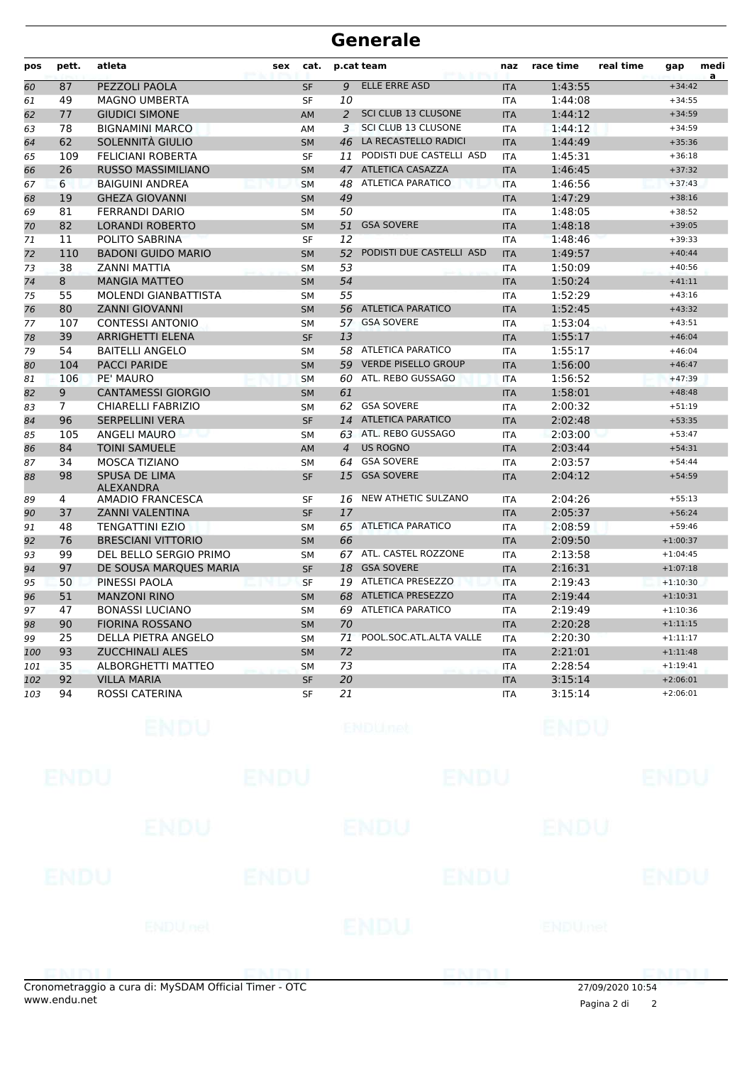# Generale

| pos | pett. | atleta | sex | cat. | p.cat | team | naz | race time | real time | gap | media |
|---|---|---|---|---|---|---|---|---|---|---|---|
| 60 | 87 | PEZZOLI PAOLA | | SF | 9 | ELLE ERRE ASD | ITA | 1:43:55 | | +34:42 | |
| 61 | 49 | MAGNO UMBERTA | | SF | 10 | | ITA | 1:44:08 | | +34:55 | |
| 62 | 77 | GIUDICI SIMONE | | AM | 2 | SCI CLUB 13 CLUSONE | ITA | 1:44:12 | | +34:59 | |
| 63 | 78 | BIGNAMINI MARCO | | AM | 3 | SCI CLUB 13 CLUSONE | ITA | 1:44:12 | | +34:59 | |
| 64 | 62 | SOLENNITÀ GIULIO | | SM | 46 | LA RECASTELLO RADICI | ITA | 1:44:49 | | +35:36 | |
| 65 | 109 | FELICIANI ROBERTA | | SF | 11 | PODISTI DUE CASTELLI ASD | ITA | 1:45:31 | | +36:18 | |
| 66 | 26 | RUSSO MASSIMILIANO | | SM | 47 | ATLETICA CASAZZA | ITA | 1:46:45 | | +37:32 | |
| 67 | 6 | BAIGUINI ANDREA | | SM | 48 | ATLETICA PARATICO | ITA | 1:46:56 | | +37:43 | |
| 68 | 19 | GHEZA GIOVANNI | | SM | 49 | | ITA | 1:47:29 | | +38:16 | |
| 69 | 81 | FERRANDI DARIO | | SM | 50 | | ITA | 1:48:05 | | +38:52 | |
| 70 | 82 | LORANDI ROBERTO | | SM | 51 | GSA SOVERE | ITA | 1:48:18 | | +39:05 | |
| 71 | 11 | POLITO SABRINA | | SF | 12 | | ITA | 1:48:46 | | +39:33 | |
| 72 | 110 | BADONI GUIDO MARIO | | SM | 52 | PODISTI DUE CASTELLI ASD | ITA | 1:49:57 | | +40:44 | |
| 73 | 38 | ZANNI MATTIA | | SM | 53 | | ITA | 1:50:09 | | +40:56 | |
| 74 | 8 | MANGIA MATTEO | | SM | 54 | | ITA | 1:50:24 | | +41:11 | |
| 75 | 55 | MOLENDI GIANBATTISTA | | SM | 55 | | ITA | 1:52:29 | | +43:16 | |
| 76 | 80 | ZANNI GIOVANNI | | SM | 56 | ATLETICA PARATICO | ITA | 1:52:45 | | +43:32 | |
| 77 | 107 | CONTESSI ANTONIO | | SM | 57 | GSA SOVERE | ITA | 1:53:04 | | +43:51 | |
| 78 | 39 | ARRIGHETTI ELENA | | SF | 13 | | ITA | 1:55:17 | | +46:04 | |
| 79 | 54 | BAITELLI ANGELO | | SM | 58 | ATLETICA PARATICO | ITA | 1:55:17 | | +46:04 | |
| 80 | 104 | PACCI PARIDE | | SM | 59 | VERDE PISELLO GROUP | ITA | 1:56:00 | | +46:47 | |
| 81 | 106 | PE' MAURO | | SM | 60 | ATL. REBO GUSSAGO | ITA | 1:56:52 | | +47:39 | |
| 82 | 9 | CANTAMESSI GIORGIO | | SM | 61 | | ITA | 1:58:01 | | +48:48 | |
| 83 | 7 | CHIARELLI FABRIZIO | | SM | 62 | GSA SOVERE | ITA | 2:00:32 | | +51:19 | |
| 84 | 96 | SERPELLINI VERA | | SF | 14 | ATLETICA PARATICO | ITA | 2:02:48 | | +53:35 | |
| 85 | 105 | ANGELI MAURO | | SM | 63 | ATL. REBO GUSSAGO | ITA | 2:03:00 | | +53:47 | |
| 86 | 84 | TOINI SAMUELE | | AM | 4 | US ROGNO | ITA | 2:03:44 | | +54:31 | |
| 87 | 34 | MOSCA TIZIANO | | SM | 64 | GSA SOVERE | ITA | 2:03:57 | | +54:44 | |
| 88 | 98 | SPUSA DE LIMA ALEXANDRA | | SF | 15 | GSA SOVERE | ITA | 2:04:12 | | +54:59 | |
| 89 | 4 | AMADIO FRANCESCA | | SF | 16 | NEW ATHETIC SULZANO | ITA | 2:04:26 | | +55:13 | |
| 90 | 37 | ZANNI VALENTINA | | SF | 17 | | ITA | 2:05:37 | | +56:24 | |
| 91 | 48 | TENGATTINI EZIO | | SM | 65 | ATLETICA PARATICO | ITA | 2:08:59 | | +59:46 | |
| 92 | 76 | BRESCIANI VITTORIO | | SM | 66 | | ITA | 2:09:50 | | +1:00:37 | |
| 93 | 99 | DEL BELLO SERGIO PRIMO | | SM | 67 | ATL. CASTEL ROZZONE | ITA | 2:13:58 | | +1:04:45 | |
| 94 | 97 | DE SOUSA MARQUES MARIA | | SF | 18 | GSA SOVERE | ITA | 2:16:31 | | +1:07:18 | |
| 95 | 50 | PINESSI PAOLA | | SF | 19 | ATLETICA PRESEZZO | ITA | 2:19:43 | | +1:10:30 | |
| 96 | 51 | MANZONI RINO | | SM | 68 | ATLETICA PRESEZZO | ITA | 2:19:44 | | +1:10:31 | |
| 97 | 47 | BONASSI LUCIANO | | SM | 69 | ATLETICA PARATICO | ITA | 2:19:49 | | +1:10:36 | |
| 98 | 90 | FIORINA ROSSANO | | SM | 70 | | ITA | 2:20:28 | | +1:11:15 | |
| 99 | 25 | DELLA PIETRA ANGELO | | SM | 71 | POOL.SOC.ATL.ALTA VALLE | ITA | 2:20:30 | | +1:11:17 | |
| 100 | 93 | ZUCCHINALI ALES | | SM | 72 | | ITA | 2:21:01 | | +1:11:48 | |
| 101 | 35 | ALBORGHETTI MATTEO | | SM | 73 | | ITA | 2:28:54 | | +1:19:41 | |
| 102 | 92 | VILLA MARIA | | SF | 20 | | ITA | 3:15:14 | | +2:06:01 | |
| 103 | 94 | ROSSI CATERINA | | SF | 21 | | ITA | 3:15:14 | | +2:06:01 | |

Cronometraggio a cura di: MySDAM Official Timer - OTC
www.endu.net

27/09/2020 10:54